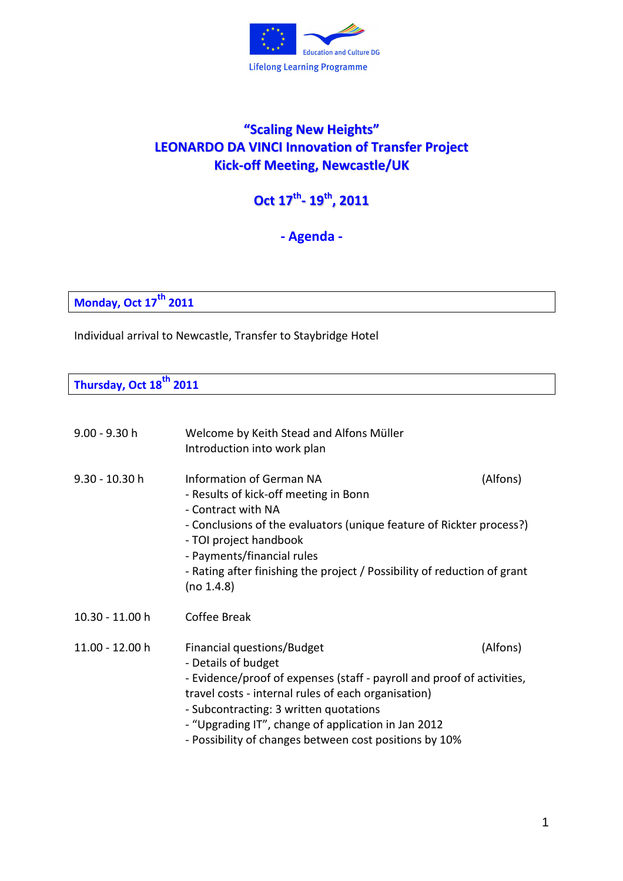Education and Culture DG

Lifelong Learning Programme

# "Scaling New Heights"
# LEONARDO DA VINCI Innovation of Transfer Project
# Kick-off Meeting, Newcastle/UK

## Oct 17th- 19th, 2011

## - Agenda -

### Monday, Oct 17th 2011

Individual arrival to Newcastle, Transfer to Staybridge Hotel

### Thursday, Oct 18th 2011

| | | |
|---|---|---|
| 9.00 - 9.30 h | Welcome by Keith Stead and Alfons Müller<br>Introduction into work plan | |
| 9.30 - 10.30 h | Information of German NA<br>- Results of kick-off meeting in Bonn<br>- Contract with NA<br>- Conclusions of the evaluators (unique feature of Rickter process?)<br>- TOI project handbook<br>- Payments/financial rules<br>- Rating after finishing the project / Possibility of reduction of grant (no 1.4.8) | (Alfons) |
| 10.30 - 11.00 h | Coffee Break | |
| 11.00 - 12.00 h | Financial questions/Budget<br>- Details of budget<br>- Evidence/proof of expenses (staff - payroll and proof of activities, travel costs - internal rules of each organisation)<br>- Subcontracting: 3 written quotations<br>- "Upgrading IT", change of application in Jan 2012<br>- Possibility of changes between cost positions by 10% | (Alfons) |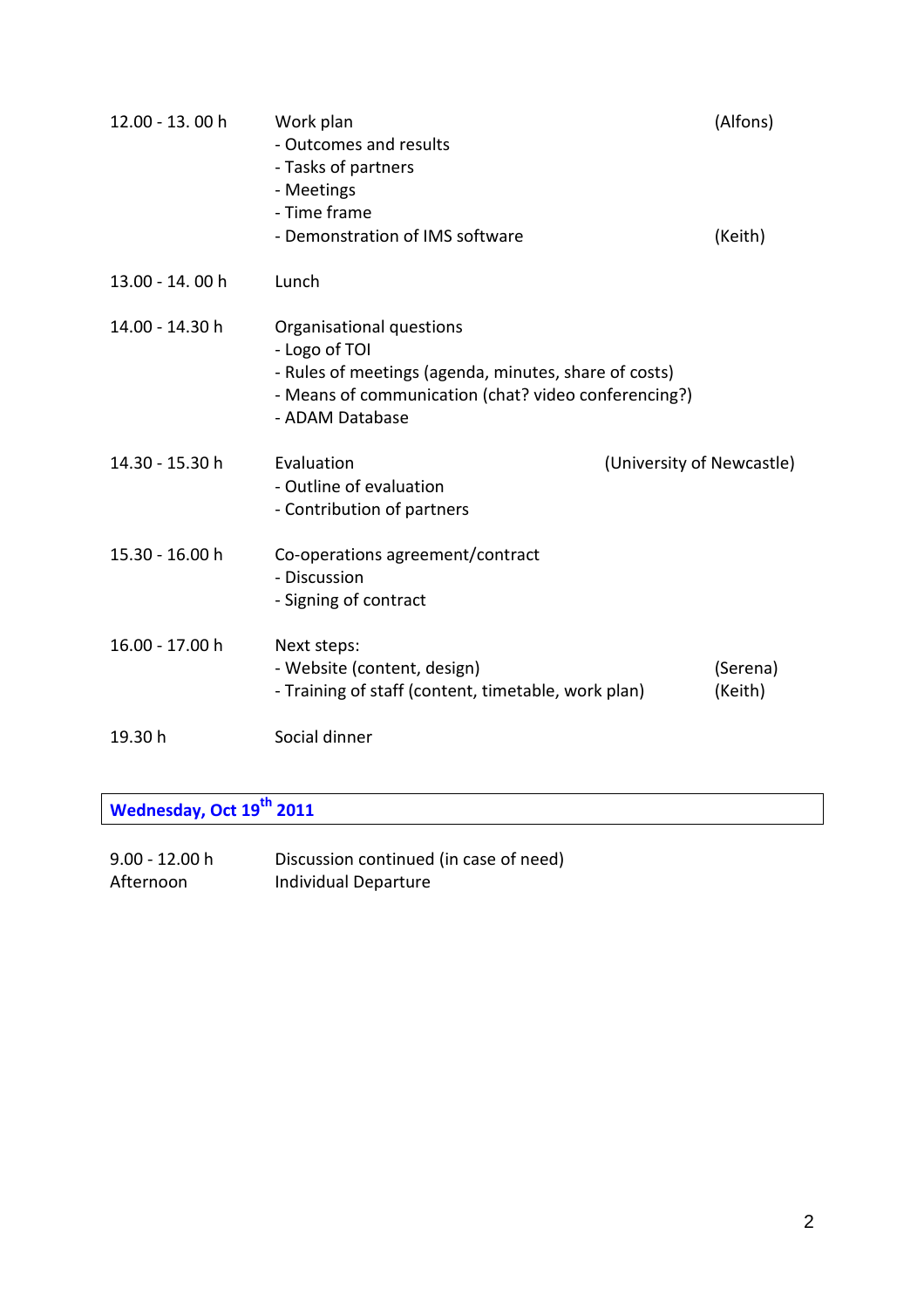| | | |
|---|---|---|
| 12.00 - 13. 00 h | Work plan<br>- Outcomes and results<br>- Tasks of partners<br>- Meetings<br>- Time frame<br>- Demonstration of IMS software | (Alfons)<br><br><br><br><br>(Keith) |
| 13.00 - 14. 00 h | Lunch | |
| 14.00 - 14.30 h | Organisational questions<br>- Logo of TOI<br>- Rules of meetings (agenda, minutes, share of costs)<br>- Means of communication (chat? video conferencing?)<br>- ADAM Database | |
| 14.30 - 15.30 h | Evaluation<br>- Outline of evaluation<br>- Contribution of partners | (University of Newcastle) |
| 15.30 - 16.00 h | Co-operations agreement/contract<br>- Discussion<br>- Signing of contract | |
| 16.00 - 17.00 h | Next steps:<br>- Website (content, design)<br>- Training of staff (content, timetable, work plan) | <br>(Serena)<br>(Keith) |
| 19.30 h | Social dinner | |

**Wednesday, Oct 19th 2011**

| | |
|---|---|
| 9.00 - 12.00 h | Discussion continued (in case of need) |
| Afternoon | Individual Departure |